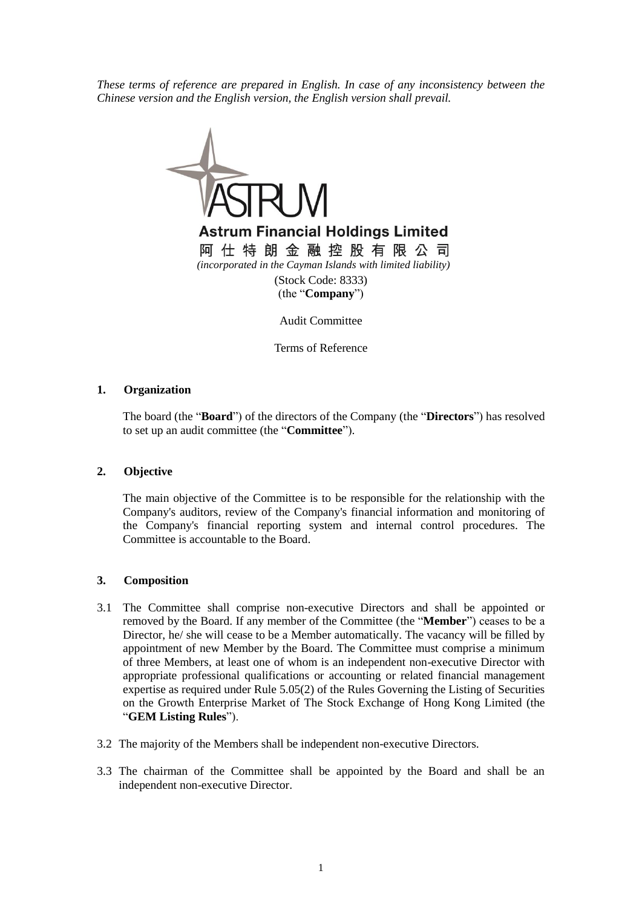*These terms of reference are prepared in English. In case of any inconsistency between the Chinese version and the English version, the English version shall prevail.*

**Astrum Financial Holdings Limited**

**阿仕特朗金融控股有限公司**

*(incorporated in the Cayman Islands with limited liability)*

(Stock Code: 8333)

(the "**Company**")

Audit Committee

Terms of Reference

## 1. Organization

The board (the "**Board**") of the directors of the Company (the "**Directors**") has resolved to set up an audit committee (the "**Committee**").

## 2. Objective

The main objective of the Committee is to be responsible for the relationship with the Company's auditors, review of the Company's financial information and monitoring of the Company's financial reporting system and internal control procedures. The Committee is accountable to the Board.

## 3. Composition

3.1 The Committee shall comprise non-executive Directors and shall be appointed or removed by the Board. If any member of the Committee (the "**Member**") ceases to be a Director, he/ she will cease to be a Member automatically. The vacancy will be filled by appointment of new Member by the Board. The Committee must comprise a minimum of three Members, at least one of whom is an independent non-executive Director with appropriate professional qualifications or accounting or related financial management expertise as required under Rule 5.05(2) of the Rules Governing the Listing of Securities on the Growth Enterprise Market of The Stock Exchange of Hong Kong Limited (the "**GEM Listing Rules**").

3.2 The majority of the Members shall be independent non-executive Directors.

3.3 The chairman of the Committee shall be appointed by the Board and shall be an independent non-executive Director.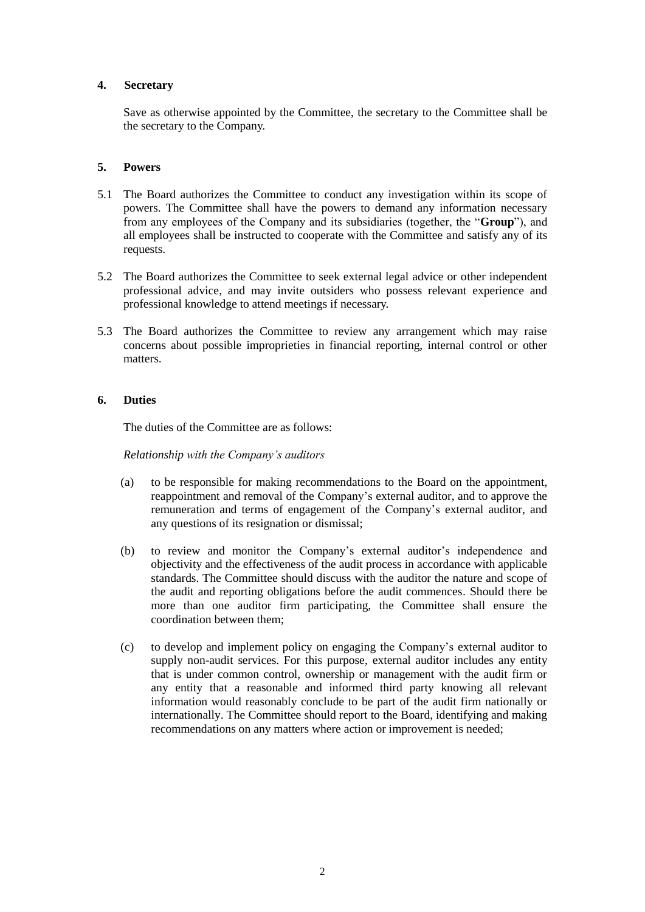## 4. Secretary

Save as otherwise appointed by the Committee, the secretary to the Committee shall be the secretary to the Company.

## 5. Powers

5.1 The Board authorizes the Committee to conduct any investigation within its scope of powers. The Committee shall have the powers to demand any information necessary from any employees of the Company and its subsidiaries (together, the "**Group**"), and all employees shall be instructed to cooperate with the Committee and satisfy any of its requests.

5.2 The Board authorizes the Committee to seek external legal advice or other independent professional advice, and may invite outsiders who possess relevant experience and professional knowledge to attend meetings if necessary.

5.3 The Board authorizes the Committee to review any arrangement which may raise concerns about possible improprieties in financial reporting, internal control or other matters.

## 6. Duties

The duties of the Committee are as follows:

*Relationship with the Company's auditors*

(a) to be responsible for making recommendations to the Board on the appointment, reappointment and removal of the Company's external auditor, and to approve the remuneration and terms of engagement of the Company's external auditor, and any questions of its resignation or dismissal;

(b) to review and monitor the Company's external auditor's independence and objectivity and the effectiveness of the audit process in accordance with applicable standards. The Committee should discuss with the auditor the nature and scope of the audit and reporting obligations before the audit commences. Should there be more than one auditor firm participating, the Committee shall ensure the coordination between them;

(c) to develop and implement policy on engaging the Company's external auditor to supply non-audit services. For this purpose, external auditor includes any entity that is under common control, ownership or management with the audit firm or any entity that a reasonable and informed third party knowing all relevant information would reasonably conclude to be part of the audit firm nationally or internationally. The Committee should report to the Board, identifying and making recommendations on any matters where action or improvement is needed;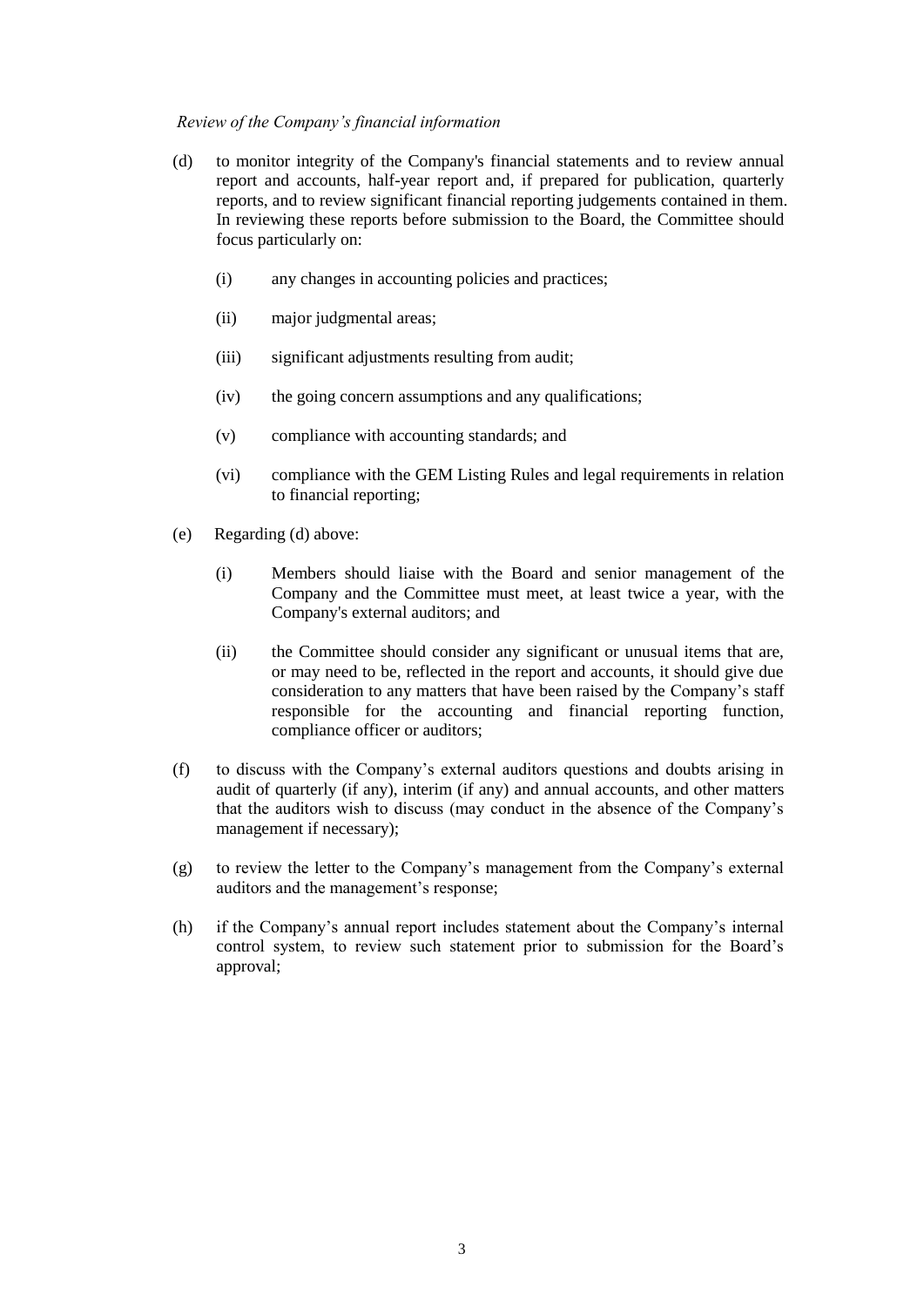*Review of the Company's financial information*

(d) to monitor integrity of the Company's financial statements and to review annual report and accounts, half-year report and, if prepared for publication, quarterly reports, and to review significant financial reporting judgements contained in them. In reviewing these reports before submission to the Board, the Committee should focus particularly on:

  (i) any changes in accounting policies and practices;

  (ii) major judgmental areas;

  (iii) significant adjustments resulting from audit;

  (iv) the going concern assumptions and any qualifications;

  (v) compliance with accounting standards; and

  (vi) compliance with the GEM Listing Rules and legal requirements in relation to financial reporting;

(e) Regarding (d) above:

  (i) Members should liaise with the Board and senior management of the Company and the Committee must meet, at least twice a year, with the Company's external auditors; and

  (ii) the Committee should consider any significant or unusual items that are, or may need to be, reflected in the report and accounts, it should give due consideration to any matters that have been raised by the Company's staff responsible for the accounting and financial reporting function, compliance officer or auditors;

(f) to discuss with the Company's external auditors questions and doubts arising in audit of quarterly (if any), interim (if any) and annual accounts, and other matters that the auditors wish to discuss (may conduct in the absence of the Company's management if necessary);

(g) to review the letter to the Company's management from the Company's external auditors and the management's response;

(h) if the Company's annual report includes statement about the Company's internal control system, to review such statement prior to submission for the Board's approval;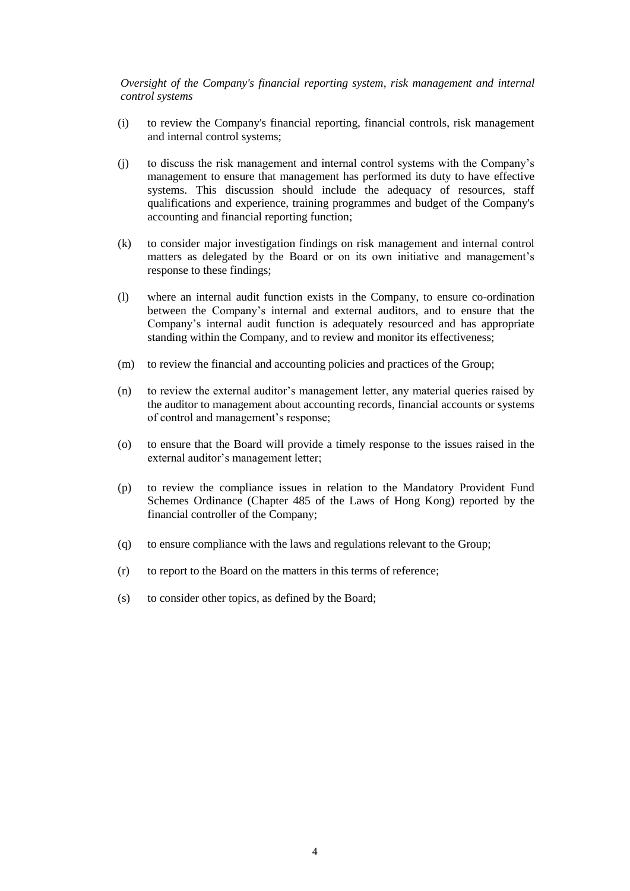*Oversight of the Company's financial reporting system, risk management and internal control systems*

(i) to review the Company's financial reporting, financial controls, risk management and internal control systems;

(j) to discuss the risk management and internal control systems with the Company's management to ensure that management has performed its duty to have effective systems. This discussion should include the adequacy of resources, staff qualifications and experience, training programmes and budget of the Company's accounting and financial reporting function;

(k) to consider major investigation findings on risk management and internal control matters as delegated by the Board or on its own initiative and management's response to these findings;

(l) where an internal audit function exists in the Company, to ensure co-ordination between the Company's internal and external auditors, and to ensure that the Company's internal audit function is adequately resourced and has appropriate standing within the Company, and to review and monitor its effectiveness;

(m) to review the financial and accounting policies and practices of the Group;

(n) to review the external auditor's management letter, any material queries raised by the auditor to management about accounting records, financial accounts or systems of control and management's response;

(o) to ensure that the Board will provide a timely response to the issues raised in the external auditor's management letter;

(p) to review the compliance issues in relation to the Mandatory Provident Fund Schemes Ordinance (Chapter 485 of the Laws of Hong Kong) reported by the financial controller of the Company;

(q) to ensure compliance with the laws and regulations relevant to the Group;

(r) to report to the Board on the matters in this terms of reference;

(s) to consider other topics, as defined by the Board;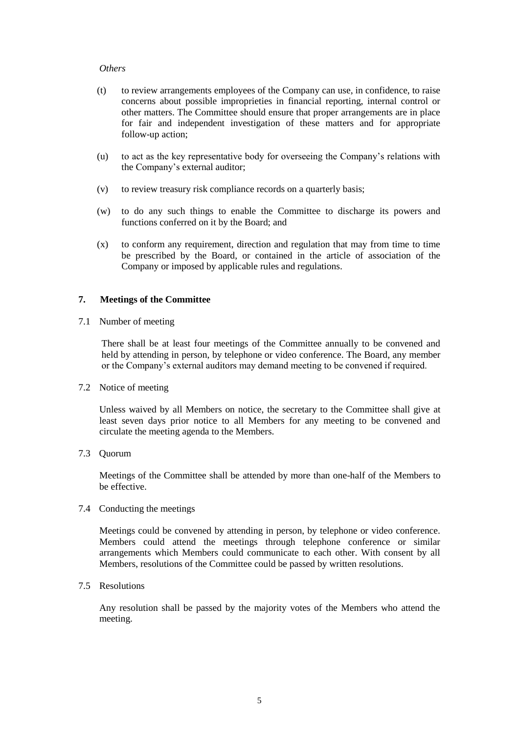*Others*

(t) to review arrangements employees of the Company can use, in confidence, to raise concerns about possible improprieties in financial reporting, internal control or other matters. The Committee should ensure that proper arrangements are in place for fair and independent investigation of these matters and for appropriate follow-up action;

(u) to act as the key representative body for overseeing the Company's relations with the Company's external auditor;

(v) to review treasury risk compliance records on a quarterly basis;

(w) to do any such things to enable the Committee to discharge its powers and functions conferred on it by the Board; and

(x) to conform any requirement, direction and regulation that may from time to time be prescribed by the Board, or contained in the article of association of the Company or imposed by applicable rules and regulations.

## 7. Meetings of the Committee

7.1 Number of meeting

There shall be at least four meetings of the Committee annually to be convened and held by attending in person, by telephone or video conference. The Board, any member or the Company's external auditors may demand meeting to be convened if required.

7.2 Notice of meeting

Unless waived by all Members on notice, the secretary to the Committee shall give at least seven days prior notice to all Members for any meeting to be convened and circulate the meeting agenda to the Members.

7.3 Quorum

Meetings of the Committee shall be attended by more than one-half of the Members to be effective.

7.4 Conducting the meetings

Meetings could be convened by attending in person, by telephone or video conference. Members could attend the meetings through telephone conference or similar arrangements which Members could communicate to each other. With consent by all Members, resolutions of the Committee could be passed by written resolutions.

7.5 Resolutions

Any resolution shall be passed by the majority votes of the Members who attend the meeting.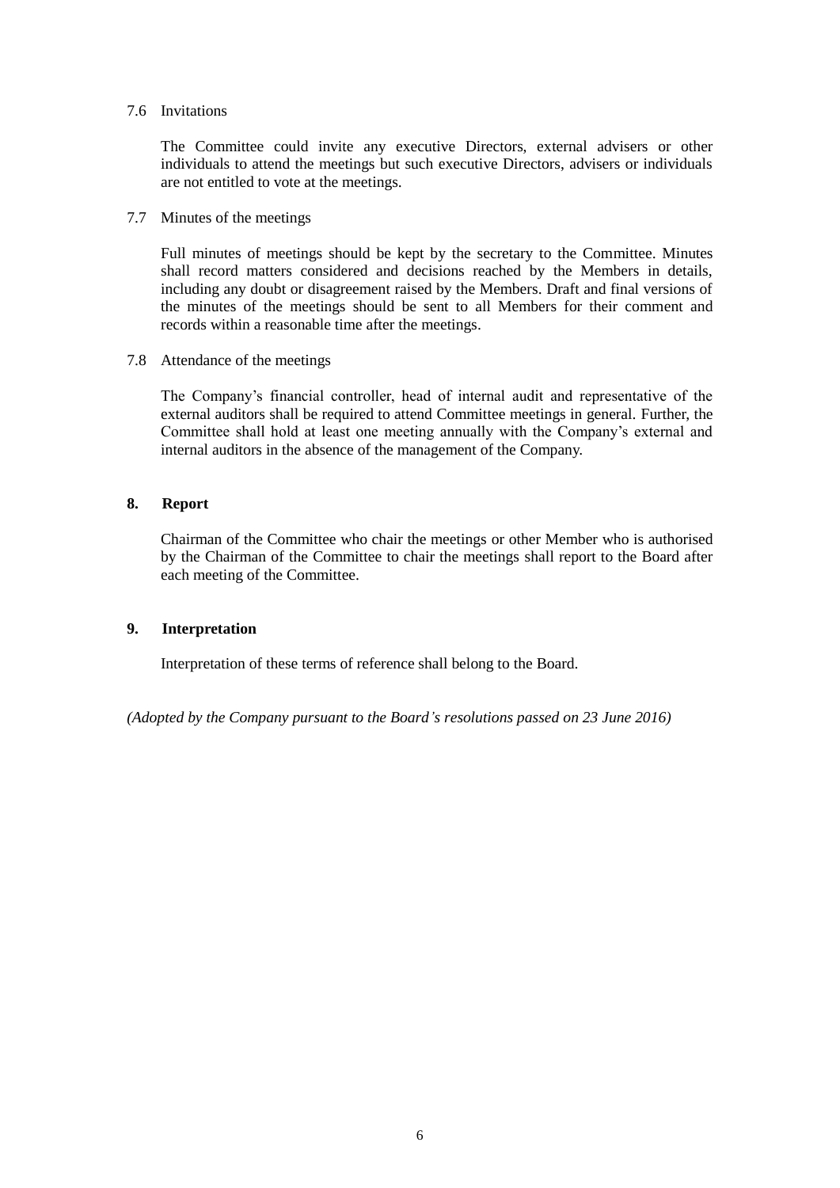7.6 Invitations

The Committee could invite any executive Directors, external advisers or other individuals to attend the meetings but such executive Directors, advisers or individuals are not entitled to vote at the meetings.

7.7 Minutes of the meetings

Full minutes of meetings should be kept by the secretary to the Committee. Minutes shall record matters considered and decisions reached by the Members in details, including any doubt or disagreement raised by the Members. Draft and final versions of the minutes of the meetings should be sent to all Members for their comment and records within a reasonable time after the meetings.

7.8 Attendance of the meetings

The Company's financial controller, head of internal audit and representative of the external auditors shall be required to attend Committee meetings in general. Further, the Committee shall hold at least one meeting annually with the Company's external and internal auditors in the absence of the management of the Company.

## 8. Report

Chairman of the Committee who chair the meetings or other Member who is authorised by the Chairman of the Committee to chair the meetings shall report to the Board after each meeting of the Committee.

## 9. Interpretation

Interpretation of these terms of reference shall belong to the Board.

*(Adopted by the Company pursuant to the Board's resolutions passed on 23 June 2016)*